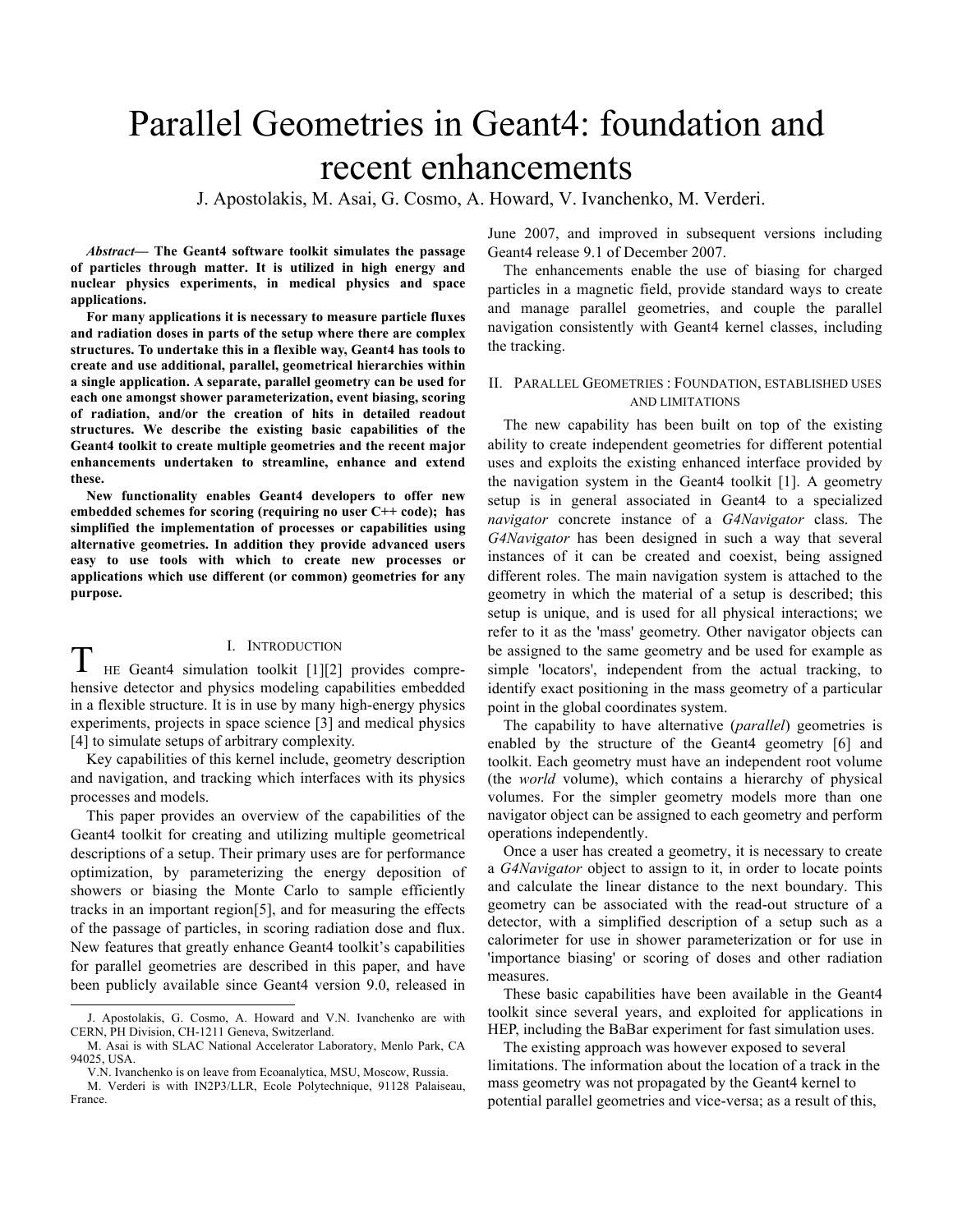# Parallel Geometries in Geant4: foundation and recent enhancements

J. Apostolakis, M. Asai, G. Cosmo, A. Howard, V. Ivanchenko, M. Verderi.

***Abstract*— The Geant4 software toolkit simulates the passage of particles through matter. It is utilized in high energy and nuclear physics experiments, in medical physics and space applications.**

**For many applications it is necessary to measure particle fluxes and radiation doses in parts of the setup where there are complex structures. To undertake this in a flexible way, Geant4 has tools to create and use additional, parallel, geometrical hierarchies within a single application. A separate, parallel geometry can be used for each one amongst shower parameterization, event biasing, scoring of radiation, and/or the creation of hits in detailed readout structures. We describe the existing basic capabilities of the Geant4 toolkit to create multiple geometries and the recent major enhancements undertaken to streamline, enhance and extend these.**

**New functionality enables Geant4 developers to offer new embedded schemes for scoring (requiring no user C++ code); has simplified the implementation of processes or capabilities using alternative geometries. In addition they provide advanced users easy to use tools with which to create new processes or applications which use different (or common) geometries for any purpose.**

## I. Introduction

The Geant4 simulation toolkit [1][2] provides comprehensive detector and physics modeling capabilities embedded in a flexible structure. It is in use by many high-energy physics experiments, projects in space science [3] and medical physics [4] to simulate setups of arbitrary complexity.

Key capabilities of this kernel include, geometry description and navigation, and tracking which interfaces with its physics processes and models.

This paper provides an overview of the capabilities of the Geant4 toolkit for creating and utilizing multiple geometrical descriptions of a setup. Their primary uses are for performance optimization, by parameterizing the energy deposition of showers or biasing the Monte Carlo to sample efficiently tracks in an important region[5], and for measuring the effects of the passage of particles, in scoring radiation dose and flux. New features that greatly enhance Geant4 toolkit's capabilities for parallel geometries are described in this paper, and have been publicly available since Geant4 version 9.0, released in June 2007, and improved in subsequent versions including Geant4 release 9.1 of December 2007.

J. Apostolakis, G. Cosmo, A. Howard and V.N. Ivanchenko are with CERN, PH Division, CH-1211 Geneva, Switzerland.

M. Asai is with SLAC National Accelerator Laboratory, Menlo Park, CA 94025, USA.

V.N. Ivanchenko is on leave from Ecoanalytica, MSU, Moscow, Russia.

M. Verderi is with IN2P3/LLR, Ecole Polytechnique, 91128 Palaiseau, France.

The enhancements enable the use of biasing for charged particles in a magnetic field, provide standard ways to create and manage parallel geometries, and couple the parallel navigation consistently with Geant4 kernel classes, including the tracking.

## II. Parallel Geometries : Foundation, established uses and limitations

The new capability has been built on top of the existing ability to create independent geometries for different potential uses and exploits the existing enhanced interface provided by the navigation system in the Geant4 toolkit [1]. A geometry setup is in general associated in Geant4 to a specialized *navigator* concrete instance of a *G4Navigator* class. The *G4Navigator* has been designed in such a way that several instances of it can be created and coexist, being assigned different roles. The main navigation system is attached to the geometry in which the material of a setup is described; this setup is unique, and is used for all physical interactions; we refer to it as the 'mass' geometry. Other navigator objects can be assigned to the same geometry and be used for example as simple 'locators', independent from the actual tracking, to identify exact positioning in the mass geometry of a particular point in the global coordinates system.

The capability to have alternative (*parallel*) geometries is enabled by the structure of the Geant4 geometry [6] and toolkit. Each geometry must have an independent root volume (the *world* volume), which contains a hierarchy of physical volumes. For the simpler geometry models more than one navigator object can be assigned to each geometry and perform operations independently.

Once a user has created a geometry, it is necessary to create a *G4Navigator* object to assign to it, in order to locate points and calculate the linear distance to the next boundary. This geometry can be associated with the read-out structure of a detector, with a simplified description of a setup such as a calorimeter for use in shower parameterization or for use in 'importance biasing' or scoring of doses and other radiation measures.

These basic capabilities have been available in the Geant4 toolkit since several years, and exploited for applications in HEP, including the BaBar experiment for fast simulation uses.

The existing approach was however exposed to several limitations. The information about the location of a track in the mass geometry was not propagated by the Geant4 kernel to potential parallel geometries and vice-versa; as a result of this,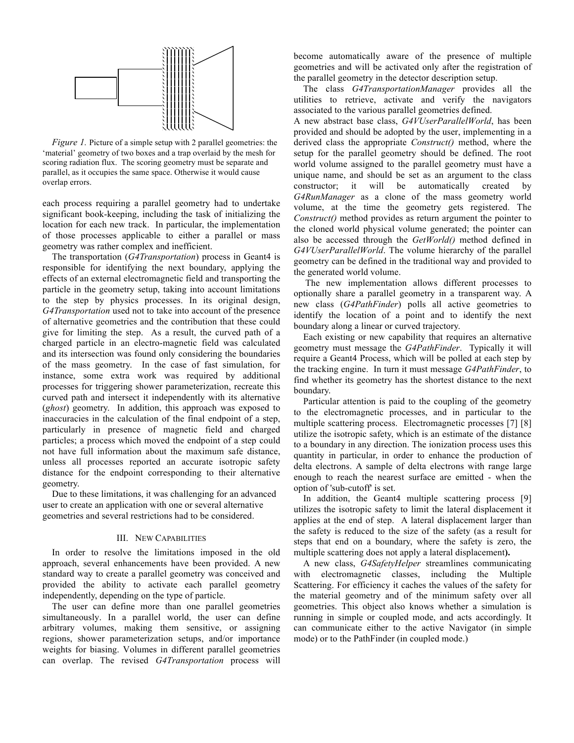*Figure 1.* Picture of a simple setup with 2 parallel geometries: the 'material' geometry of two boxes and a trap overlaid by the mesh for scoring radiation flux. The scoring geometry must be separate and parallel, as it occupies the same space. Otherwise it would cause overlap errors.

each process requiring a parallel geometry had to undertake significant book-keeping, including the task of initializing the location for each new track. In particular, the implementation of those processes applicable to either a parallel or mass geometry was rather complex and inefficient.

The transportation (*G4Transportation*) process in Geant4 is responsible for identifying the next boundary, applying the effects of an external electromagnetic field and transporting the particle in the geometry setup, taking into account limitations to the step by physics processes. In its original design, *G4Transportation* used not to take into account of the presence of alternative geometries and the contribution that these could give for limiting the step. As a result, the curved path of a charged particle in an electro-magnetic field was calculated and its intersection was found only considering the boundaries of the mass geometry. In the case of fast simulation, for instance, some extra work was required by additional processes for triggering shower parameterization, recreate this curved path and intersect it independently with its alternative (*ghost*) geometry. In addition, this approach was exposed to inaccuracies in the calculation of the final endpoint of a step, particularly in presence of magnetic field and charged particles; a process which moved the endpoint of a step could not have full information about the maximum safe distance, unless all processes reported an accurate isotropic safety distance for the endpoint corresponding to their alternative geometry.

Due to these limitations, it was challenging for an advanced user to create an application with one or several alternative geometries and several restrictions had to be considered.

## III. New Capabilities

In order to resolve the limitations imposed in the old approach, several enhancements have been provided. A new standard way to create a parallel geometry was conceived and provided the ability to activate each parallel geometry independently, depending on the type of particle.

The user can define more than one parallel geometries simultaneously. In a parallel world, the user can define arbitrary volumes, making them sensitive, or assigning regions, shower parameterization setups, and/or importance weights for biasing. Volumes in different parallel geometries can overlap. The revised *G4Transportation* process will become automatically aware of the presence of multiple geometries and will be activated only after the registration of the parallel geometry in the detector description setup.

The class *G4TransportationManager* provides all the utilities to retrieve, activate and verify the navigators associated to the various parallel geometries defined.

A new abstract base class, *G4VUserParallelWorld*, has been provided and should be adopted by the user, implementing in a derived class the appropriate *Construct()* method, where the setup for the parallel geometry should be defined. The root world volume assigned to the parallel geometry must have a unique name, and should be set as an argument to the class constructor; it will be automatically created by *G4RunManager* as a clone of the mass geometry world volume, at the time the geometry gets registered. The *Construct()* method provides as return argument the pointer to the cloned world physical volume generated; the pointer can also be accessed through the *GetWorld()* method defined in *G4VUserParallelWorld*. The volume hierarchy of the parallel geometry can be defined in the traditional way and provided to the generated world volume.

The new implementation allows different processes to optionally share a parallel geometry in a transparent way. A new class (*G4PathFinder*) polls all active geometries to identify the location of a point and to identify the next boundary along a linear or curved trajectory.

Each existing or new capability that requires an alternative geometry must message the *G4PathFinder*. Typically it will require a Geant4 Process, which will be polled at each step by the tracking engine. In turn it must message *G4PathFinder*, to find whether its geometry has the shortest distance to the next boundary.

Particular attention is paid to the coupling of the geometry to the electromagnetic processes, and in particular to the multiple scattering process. Electromagnetic processes [7] [8] utilize the isotropic safety, which is an estimate of the distance to a boundary in any direction. The ionization process uses this quantity in particular, in order to enhance the production of delta electrons. A sample of delta electrons with range large enough to reach the nearest surface are emitted - when the option of 'sub-cutoff' is set.

In addition, the Geant4 multiple scattering process [9] utilizes the isotropic safety to limit the lateral displacement it applies at the end of step. A lateral displacement larger than the safety is reduced to the size of the safety (as a result for steps that end on a boundary, where the safety is zero, the multiple scattering does not apply a lateral displacement**).**

A new class, *G4SafetyHelper* streamlines communicating with electromagnetic classes, including the Multiple Scattering. For efficiency it caches the values of the safety for the material geometry and of the minimum safety over all geometries. This object also knows whether a simulation is running in simple or coupled mode, and acts accordingly. It can communicate either to the active Navigator (in simple mode) or to the PathFinder (in coupled mode.)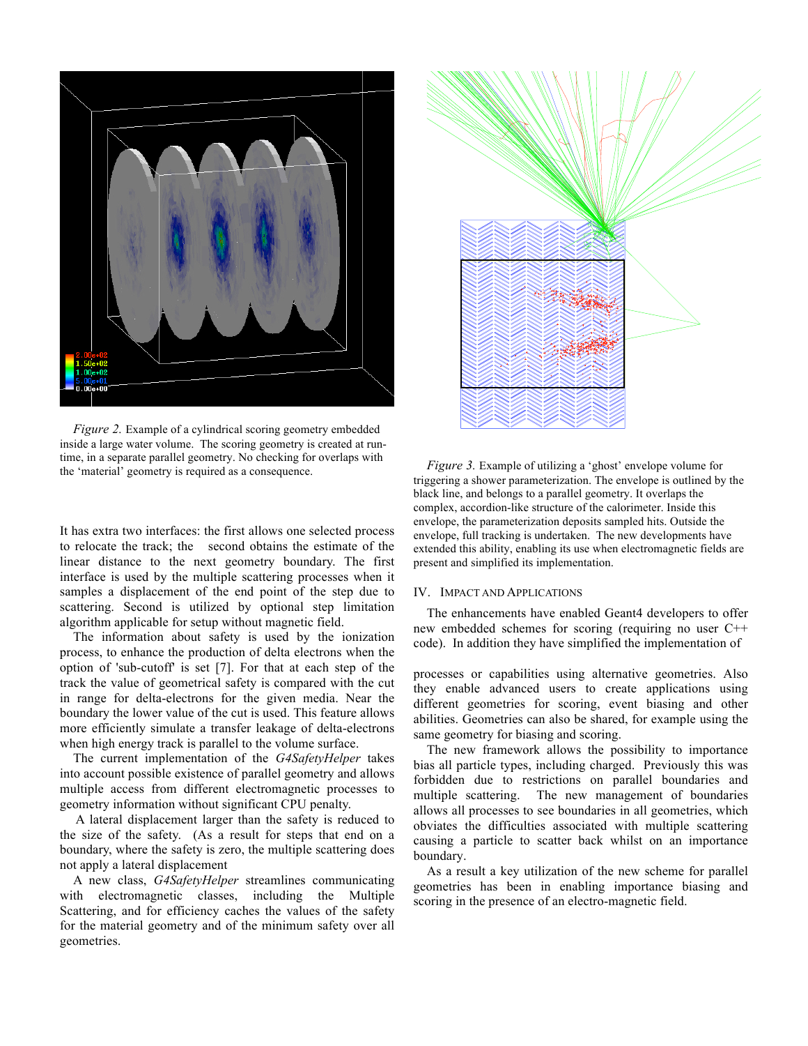*Figure 2.* Example of a cylindrical scoring geometry embedded inside a large water volume. The scoring geometry is created at run-time, in a separate parallel geometry. No checking for overlaps with the 'material' geometry is required as a consequence.

It has extra two interfaces: the first allows one selected process to relocate the track; the second obtains the estimate of the linear distance to the next geometry boundary. The first interface is used by the multiple scattering processes when it samples a displacement of the end point of the step due to scattering. Secondis utilized by optional step limitation algorithm applicable for setup without magnetic field.

The information about safety is used by the ionization process, to enhance the production of delta electrons when the option of 'sub-cutoff' is set [7]. For that at each step of the track the value of geometrical safety is compared with the cut in range for delta-electrons for the given media. Near the boundary the lower value of the cut is used. This feature allows more efficiently simulate a transfer leakage of delta-electrons when high energy track is parallel to the volume surface.

The current implementation of the *G4SafetyHelper* takes into account possible existence of parallel geometry and allows multiple access from different electromagnetic processes to geometry information without significant CPU penalty.

A lateral displacement larger than the safety is reduced to the size of the safety. (As a result for steps that end on a boundary, where the safety is zero, the multiple scattering does not apply a lateral displacement

A new class, *G4SafetyHelper* streamlines communicating with electromagnetic classes, including the Multiple Scattering, and for efficiency caches the values of the safety for the material geometry and of the minimum safety over all geometries.

*Figure 3.* Example of utilizing a 'ghost' envelope volume for triggering a shower parameterization. The envelope is outlined by the black line, and belongs to a parallel geometry. It overlaps the complex, accordion-like structure of the calorimeter. Inside this envelope, the parameterization deposits sampled hits. Outside the envelope, full tracking is undertaken. The new developments have extended this ability, enabling its use when electromagnetic fields are present and simplified its implementation.

## IV. Impact and Applications

The enhancements have enabled Geant4 developers to offer new embedded schemes for scoring (requiring no user C++ code). In addition they have simplified the implementation of processes or capabilities using alternative geometries. Also they enable advanced users to create applications using different geometries for scoring, event biasing and other abilities. Geometries can also be shared, for example using the same geometry for biasing and scoring.

The new framework allows the possibility to importance bias all particle types, including charged. Previously this was forbidden due to restrictions on parallel boundaries and multiple scattering. The new management of boundaries allows all processes to see boundaries in all geometries, which obviates the difficulties associated with multiple scattering causing a particle to scatter back whilst on an importance boundary.

As a result a key utilization of the new scheme for parallel geometries has been in enabling importance biasing and scoring in the presence of an electro-magnetic field.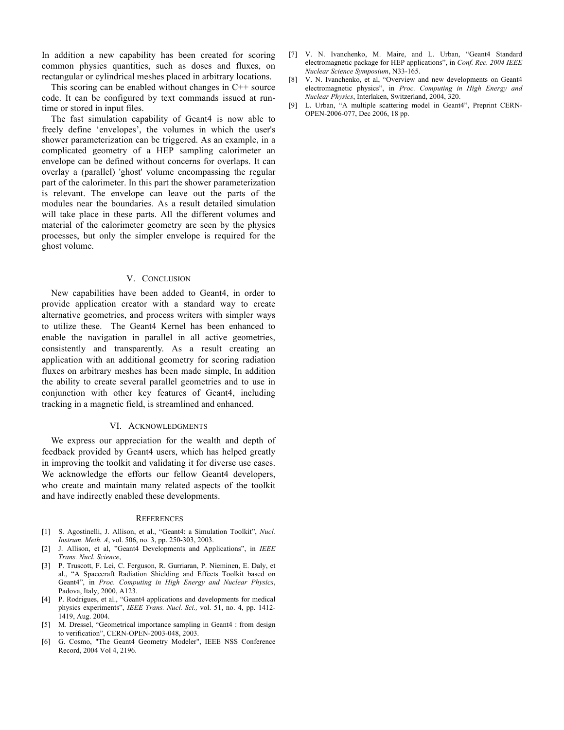In addition a new capability has been created for scoring common physics quantities, such as doses and fluxes, on rectangular or cylindrical meshes placed in arbitrary locations.

This scoring can be enabled without changes in C++ source code. It can be configured by text commands issued at run-time or stored in input files.

The fast simulation capability of Geant4 is now able to freely define 'envelopes', the volumes in which the user's shower parameterization can be triggered. As an example, in a complicated geometry of a HEP sampling calorimeter an envelope can be defined without concerns for overlaps. It can overlay a (parallel) 'ghost' volume encompassing the regular part of the calorimeter. In this part the shower parameterization is relevant. The envelope can leave out the parts of the modules near the boundaries. As a result detailed simulation will take place in these parts. All the different volumes and material of the calorimeter geometry are seen by the physics processes, but only the simpler envelope is required for the ghost volume.

## V. Conclusion

New capabilities have been added to Geant4, in order to provide application creator with a standard way to create alternative geometries, and process writers with simpler ways to utilize these. The Geant4 Kernel has been enhanced to enable the navigation in parallel in all active geometries, consistently and transparently. As a result creating an application with an additional geometry for scoring radiation fluxes on arbitrary meshes has been made simple, In addition the ability to create several parallel geometries and to use in conjunction with other key features of Geant4, including tracking in a magnetic field, is streamlined and enhanced.

## VI. Acknowledgments

We express our appreciation for the wealth and depth of feedback provided by Geant4 users, which has helped greatly in improving the toolkit and validating it for diverse use cases. We acknowledge the efforts our fellow Geant4 developers, who create and maintain many related aspects of the toolkit and have indirectly enabled these developments.

## References

[1] S. Agostinelli, J. Allison, et al., "Geant4: a Simulation Toolkit", *Nucl. Instrum. Meth. A*, vol. 506, no. 3, pp. 250-303, 2003.

[2] J. Allison, et al, "Geant4 Developments and Applications", in *IEEE Trans. Nucl. Science*,

[3] P. Truscott, F. Lei, C. Ferguson, R. Gurriaran, P. Nieminen, E. Daly, et al., "A Spacecraft Radiation Shielding and Effects Toolkit based on Geant4", in *Proc. Computing in High Energy and Nuclear Physics*, Padova, Italy, 2000, A123.

[4] P. Rodrigues, et al., "Geant4 applications and developments for medical physics experiments", *IEEE Trans. Nucl. Sci.,* vol. 51, no. 4, pp. 1412-1419, Aug. 2004.

[5] M. Dressel, "Geometrical importance sampling in Geant4 : from design to verification", CERN-OPEN-2003-048, 2003.

[6] G. Cosmo, "The Geant4 Geometry Modeler", IEEE NSS Conference Record, 2004 Vol 4, 2196.

[7] V. N. Ivanchenko, M. Maire, and L. Urban, "Geant4 Standard electromagnetic package for HEP applications", in *Conf. Rec. 2004 IEEE Nuclear Science Symposium*, N33-165.

[8] V. N. Ivanchenko, et al, "Overview and new developments on Geant4 electromagnetic physics", in *Proc. Computing in High Energy and Nuclear Physics*, Interlaken, Switzerland, 2004, 320.

[9] L. Urban, "A multiple scattering model in Geant4", Preprint CERN-OPEN-2006-077, Dec 2006, 18 pp.